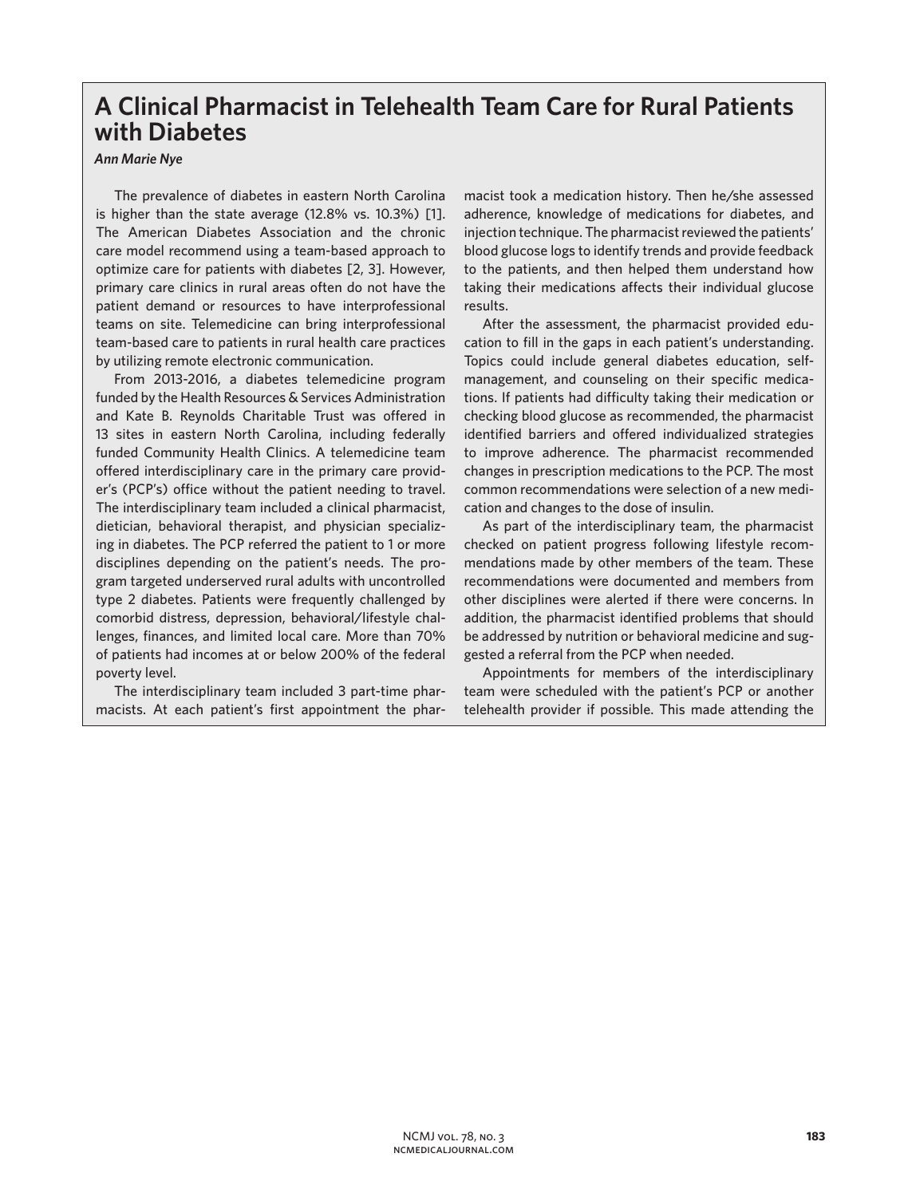# A Clinical Pharmacist in Telehealth Team Care for Rural Patients with Diabetes

*Ann Marie Nye*

The prevalence of diabetes in eastern North Carolina is higher than the state average (12.8% vs. 10.3%) [1]. The American Diabetes Association and the chronic care model recommend using a team-based approach to optimize care for patients with diabetes [2, 3]. However, primary care clinics in rural areas often do not have the patient demand or resources to have interprofessional teams on site. Telemedicine can bring interprofessional team-based care to patients in rural health care practices by utilizing remote electronic communication.

From 2013-2016, a diabetes telemedicine program funded by the Health Resources & Services Administration and Kate B. Reynolds Charitable Trust was offered in 13 sites in eastern North Carolina, including federally funded Community Health Clinics. A telemedicine team offered interdisciplinary care in the primary care provider's (PCP's) office without the patient needing to travel. The interdisciplinary team included a clinical pharmacist, dietician, behavioral therapist, and physician specializing in diabetes. The PCP referred the patient to 1 or more disciplines depending on the patient's needs. The program targeted underserved rural adults with uncontrolled type 2 diabetes. Patients were frequently challenged by comorbid distress, depression, behavioral/lifestyle challenges, finances, and limited local care. More than 70% of patients had incomes at or below 200% of the federal poverty level.

The interdisciplinary team included 3 part-time pharmacists. At each patient's first appointment the pharmacist took a medication history. Then he/she assessed adherence, knowledge of medications for diabetes, and injection technique. The pharmacist reviewed the patients' blood glucose logs to identify trends and provide feedback to the patients, and then helped them understand how taking their medications affects their individual glucose results.

After the assessment, the pharmacist provided education to fill in the gaps in each patient's understanding. Topics could include general diabetes education, self-management, and counseling on their specific medications. If patients had difficulty taking their medication or checking blood glucose as recommended, the pharmacist identified barriers and offered individualized strategies to improve adherence. The pharmacist recommended changes in prescription medications to the PCP. The most common recommendations were selection of a new medication and changes to the dose of insulin.

As part of the interdisciplinary team, the pharmacist checked on patient progress following lifestyle recommendations made by other members of the team. These recommendations were documented and members from other disciplines were alerted if there were concerns. In addition, the pharmacist identified problems that should be addressed by nutrition or behavioral medicine and suggested a referral from the PCP when needed.

Appointments for members of the interdisciplinary team were scheduled with the patient's PCP or another telehealth provider if possible. This made attending the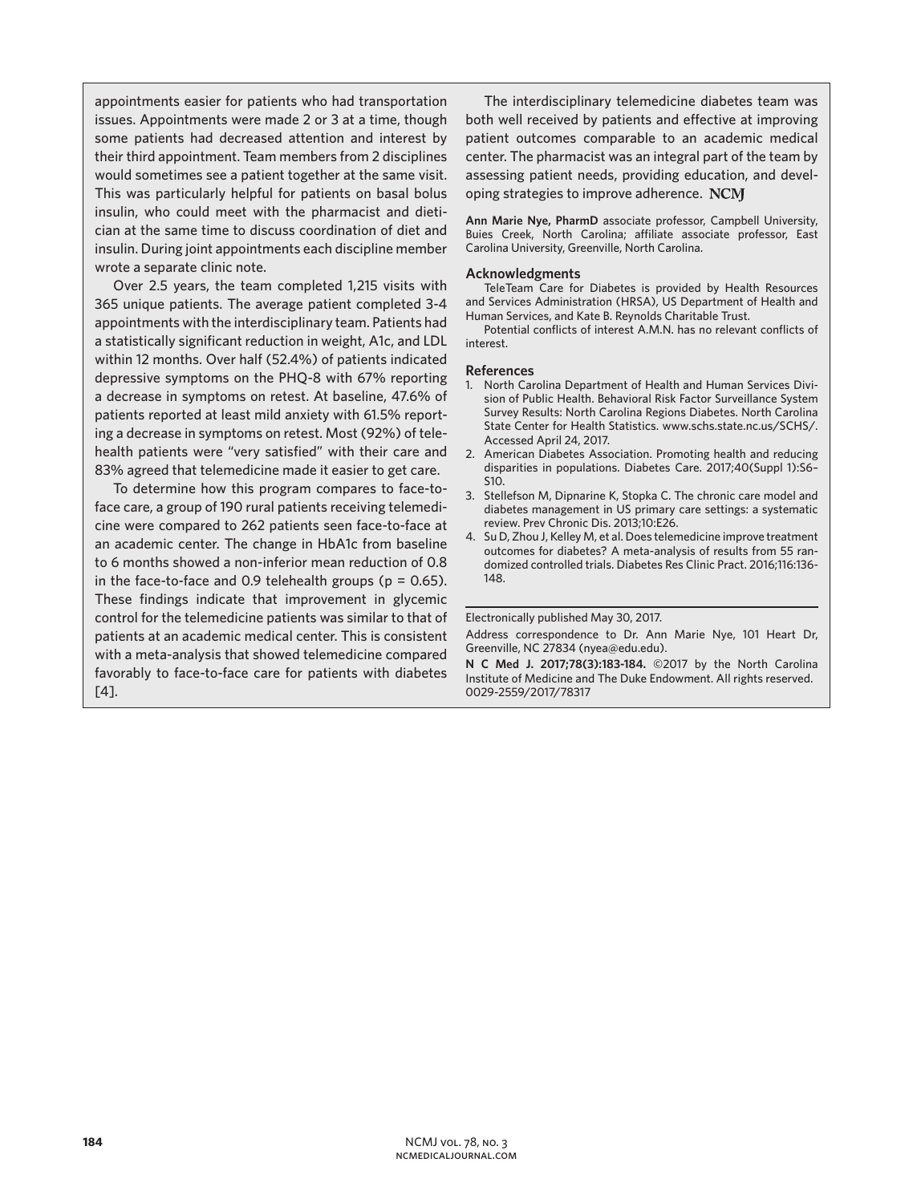appointments easier for patients who had transportation issues. Appointments were made 2 or 3 at a time, though some patients had decreased attention and interest by their third appointment. Team members from 2 disciplines would sometimes see a patient together at the same visit. This was particularly helpful for patients on basal bolus insulin, who could meet with the pharmacist and dietician at the same time to discuss coordination of diet and insulin. During joint appointments each discipline member wrote a separate clinic note.

Over 2.5 years, the team completed 1,215 visits with 365 unique patients. The average patient completed 3-4 appointments with the interdisciplinary team. Patients had a statistically significant reduction in weight, A1c, and LDL within 12 months. Over half (52.4%) of patients indicated depressive symptoms on the PHQ-8 with 67% reporting a decrease in symptoms on retest. At baseline, 47.6% of patients reported at least mild anxiety with 61.5% reporting a decrease in symptoms on retest. Most (92%) of telehealth patients were "very satisfied" with their care and 83% agreed that telemedicine made it easier to get care.

To determine how this program compares to face-to-face care, a group of 190 rural patients receiving telemedicine were compared to 262 patients seen face-to-face at an academic center. The change in HbA1c from baseline to 6 months showed a non-inferior mean reduction of 0.8 in the face-to-face and 0.9 telehealth groups ($p = 0.65$). These findings indicate that improvement in glycemic control for the telemedicine patients was similar to that of patients at an academic medical center. This is consistent with a meta-analysis that showed telemedicine compared favorably to face-to-face care for patients with diabetes [4].

The interdisciplinary telemedicine diabetes team was both well received by patients and effective at improving patient outcomes comparable to an academic medical center. The pharmacist was an integral part of the team by assessing patient needs, providing education, and developing strategies to improve adherence. NCM

**Ann Marie Nye, PharmD** associate professor, Campbell University, Buies Creek, North Carolina; affiliate associate professor, East Carolina University, Greenville, North Carolina.

### Acknowledgments

TeleTeam Care for Diabetes is provided by Health Resources and Services Administration (HRSA), US Department of Health and Human Services, and Kate B. Reynolds Charitable Trust.

Potential conflicts of interest A.M.N. has no relevant conflicts of interest.

### References

1. North Carolina Department of Health and Human Services Division of Public Health. Behavioral Risk Factor Surveillance System Survey Results: North Carolina Regions Diabetes. North Carolina State Center for Health Statistics. www.schs.state.nc.us/SCHS/. Accessed April 24, 2017.
2. American Diabetes Association. Promoting health and reducing disparities in populations. Diabetes Care. 2017;40(Suppl 1):S6–S10.
3. Stellefson M, Dipnarine K, Stopka C. The chronic care model and diabetes management in US primary care settings: a systematic review. Prev Chronic Dis. 2013;10:E26.
4. Su D, Zhou J, Kelley M, et al. Does telemedicine improve treatment outcomes for diabetes? A meta-analysis of results from 55 randomized controlled trials. Diabetes Res Clinic Pract. 2016;116:136-148.

Electronically published May 30, 2017.

Address correspondence to Dr. Ann Marie Nye, 101 Heart Dr, Greenville, NC 27834 (nyea@edu.edu).

**N C Med J. 2017;78(3):183-184.** ©2017 by the North Carolina Institute of Medicine and The Duke Endowment. All rights reserved. 0029-2559/2017/78317